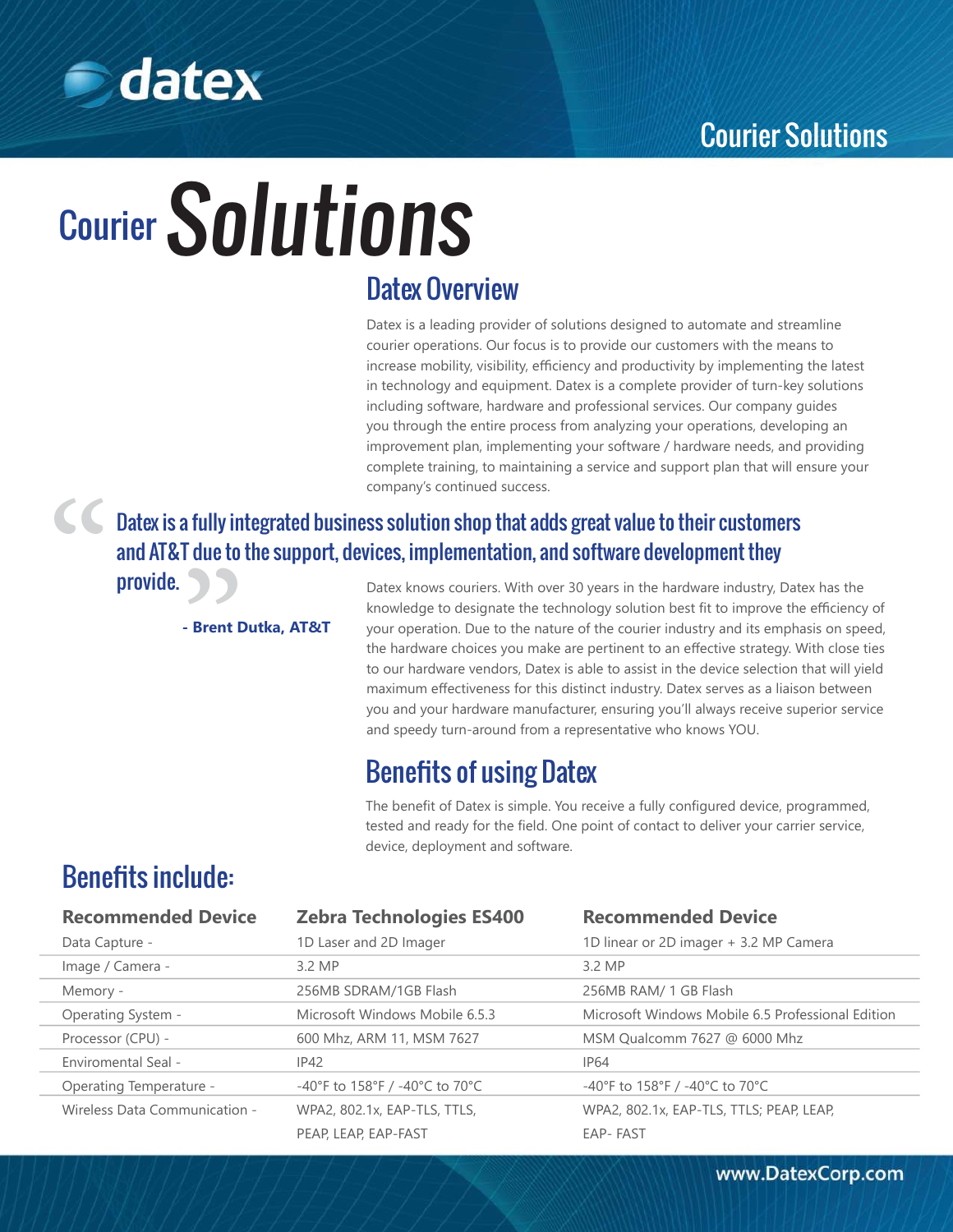# Courier Solutions

## Datex Overview

Datex is a leading provider of solutions designed to automate and streamline courier operations. Our focus is to provide our customers with the means to increase mobility, visibility, efficiency and productivity by implementing the latest in technology and equipment. Datex is a complete provider of turn-key solutions including software, hardware and professional services. Our company guides you through the entire process from analyzing your operations, developing an improvement plan, implementing your software / hardware needs, and providing complete training, to maintaining a service and support plan that will ensure your company's continued success.

> "Datex is a fully integrated business solution shop that adds great value to their customers and AT&T due to the support, devices, implementation, and software development they provide."
>
> **- Brent Dutka, AT&T**

Datex knows couriers. With over 30 years in the hardware industry, Datex has the knowledge to designate the technology solution best fit to improve the efficiency of your operation. Due to the nature of the courier industry and its emphasis on speed, the hardware choices you make are pertinent to an effective strategy. With close ties to our hardware vendors, Datex is able to assist in the device selection that will yield maximum effectiveness for this distinct industry. Datex serves as a liaison between you and your hardware manufacturer, ensuring you'll always receive superior service and speedy turn-around from a representative who knows YOU.

## Benefits of using Datex

The benefit of Datex is simple. You receive a fully configured device, programmed, tested and ready for the field. One point of contact to deliver your carrier service, device, deployment and software.

## Benefits include:

| Recommended Device | Zebra Technologies ES400 | Recommended Device |
|---|---|---|
| Data Capture - | 1D Laser and 2D Imager | 1D linear or 2D imager + 3.2 MP Camera |
| Image / Camera - | 3.2 MP | 3.2 MP |
| Memory - | 256MB SDRAM/1GB Flash | 256MB RAM/ 1 GB Flash |
| Operating System - | Microsoft Windows Mobile 6.5.3 | Microsoft Windows Mobile 6.5 Professional Edition |
| Processor (CPU) - | 600 Mhz, ARM 11, MSM 7627 | MSM Qualcomm 7627 @ 6000 Mhz |
| Enviromental Seal - | IP42 | IP64 |
| Operating Temperature - | -40°F to 158°F / -40°C to 70°C | -40°F to 158°F / -40°C to 70°C |
| Wireless Data Communication - | WPA2, 802.1x, EAP-TLS, TTLS, PEAP, LEAP, EAP-FAST | WPA2, 802.1x, EAP-TLS, TTLS; PEAP, LEAP, EAP- FAST |

www.DatexCorp.com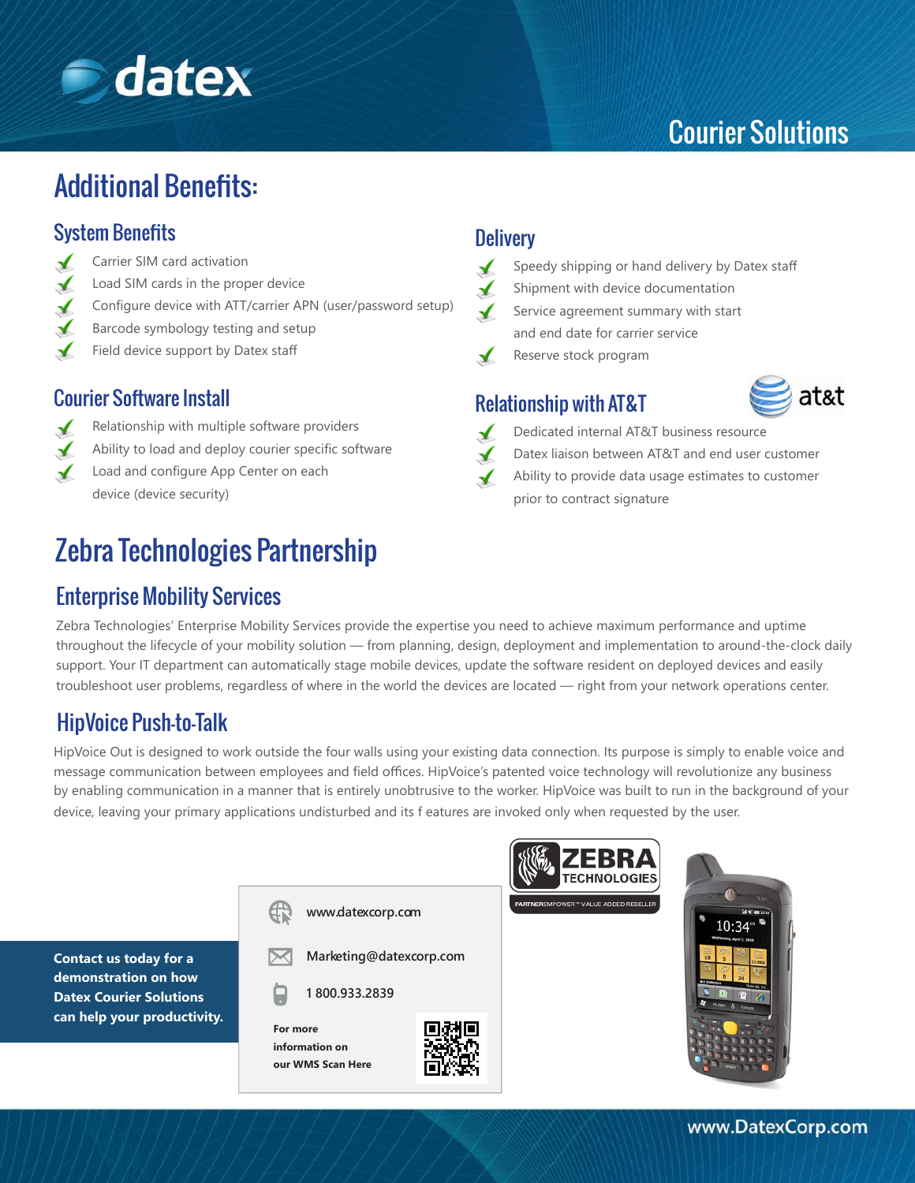# Courier Solutions

## Additional Benefits:

### System Benefits

- Carrier SIM card activation
- Load SIM cards in the proper device
- Configure device with ATT/carrier APN (user/password setup)
- Barcode symbology testing and setup
- Field device support by Datex staff

### Courier Software Install

- Relationship with multiple software providers
- Ability to load and deploy courier specific software
- Load and configure App Center on each device (device security)

### Delivery

- Speedy shipping or hand delivery by Datex staff
- Shipment with device documentation
- Service agreement summary with start and end date for carrier service
- Reserve stock program

### Relationship with AT&T

- Dedicated internal AT&T business resource
- Datex liaison between AT&T and end user customer
- Ability to provide data usage estimates to customer prior to contract signature

## Zebra Technologies Partnership

### Enterprise Mobility Services

Zebra Technologies' Enterprise Mobility Services provide the expertise you need to achieve maximum performance and uptime throughout the lifecycle of your mobility solution — from planning, design, deployment and implementation to around-the-clock daily support. Your IT department can automatically stage mobile devices, update the software resident on deployed devices and easily troubleshoot user problems, regardless of where in the world the devices are located — right from your network operations center.

### HipVoice Push-to-Talk

HipVoice Out is designed to work outside the four walls using your existing data connection. Its purpose is simply to enable voice and message communication between employees and field offices. HipVoice's patented voice technology will revolutionize any business by enabling communication in a manner that is entirely unobtrusive to the worker. HipVoice was built to run in the background of your device, leaving your primary applications undisturbed and its f eatures are invoked only when requested by the user.

**Contact us today for a demonstration on how Datex Courier Solutions can help your productivity.**

www.datexcorp.com

Marketing@datexcorp.com

1 800.933.2839

**For more information on our WMS Scan Here**

ZEBRA TECHNOLOGIES
PARTNEREMPOWER™ VALUE ADDED RESELLER

www.DatexCorp.com